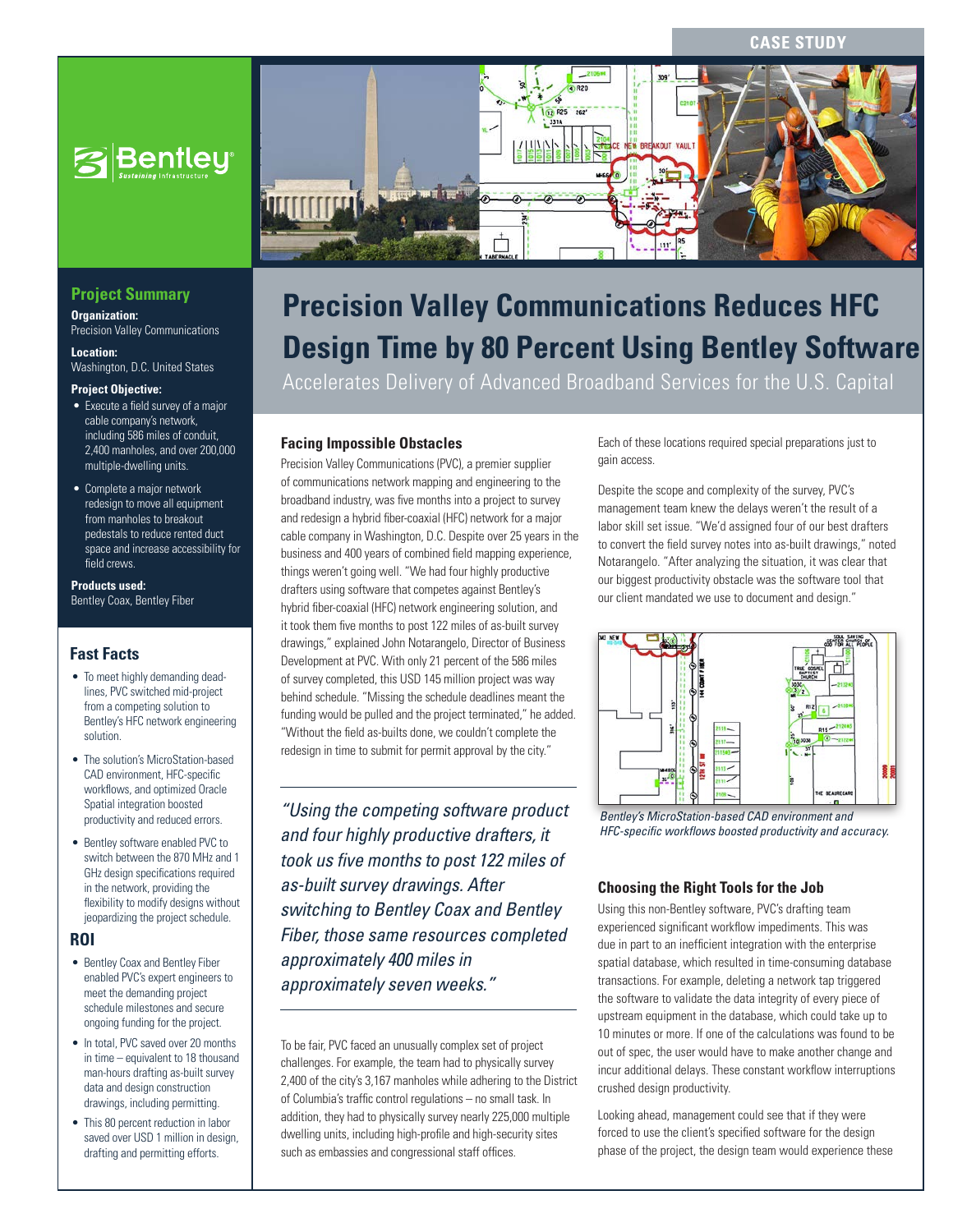CASE STUDY

# Precision Valley Communications Reduces HFC Design Time by 80 Percent Using Bentley Software

Accelerates Delivery of Advanced Broadband Services for the U.S. Capital

## Project Summary

**Organization:**
Precision Valley Communications

**Location:**
Washington, D.C. United States

**Project Objective:**

- Execute a field survey of a major cable company's network, including 586 miles of conduit, 2,400 manholes, and over 200,000 multiple-dwelling units.
- Complete a major network redesign to move all equipment from manholes to breakout pedestals to reduce rented duct space and increase accessibility for field crews.

**Products used:**
Bentley Coax, Bentley Fiber

## Fast Facts

- To meet highly demanding deadlines, PVC switched mid-project from a competing solution to Bentley's HFC network engineering solution.
- The solution's MicroStation-based CAD environment, HFC-specific workflows, and optimized Oracle Spatial integration boosted productivity and reduced errors.
- Bentley software enabled PVC to switch between the 870 MHz and 1 GHz design specifications required in the network, providing the flexibility to modify designs without jeopardizing the project schedule.

## ROI

- Bentley Coax and Bentley Fiber enabled PVC's expert engineers to meet the demanding project schedule milestones and secure ongoing funding for the project.
- In total, PVC saved over 20 months in time – equivalent to 18 thousand man-hours drafting as-built survey data and design construction drawings, including permitting.
- This 80 percent reduction in labor saved over USD 1 million in design, drafting and permitting efforts.

### Facing Impossible Obstacles

Precision Valley Communications (PVC), a premier supplier of communications network mapping and engineering to the broadband industry, was five months into a project to survey and redesign a hybrid fiber-coaxial (HFC) network for a major cable company in Washington, D.C. Despite over 25 years in the business and 400 years of combined field mapping experience, things weren't going well. "We had four highly productive drafters using software that competes against Bentley's hybrid fiber-coaxial (HFC) network engineering solution, and it took them five months to post 122 miles of as-built survey drawings," explained John Notarangelo, Director of Business Development at PVC. With only 21 percent of the 586 miles of survey completed, this USD 145 million project was way behind schedule. "Missing the schedule deadlines meant the funding would be pulled and the project terminated," he added. "Without the field as-builts done, we couldn't complete the redesign in time to submit for permit approval by the city."

> *"Using the competing software product and four highly productive drafters, it took us five months to post 122 miles of as-built survey drawings. After switching to Bentley Coax and Bentley Fiber, those same resources completed approximately 400 miles in approximately seven weeks."*

To be fair, PVC faced an unusually complex set of project challenges. For example, the team had to physically survey 2,400 of the city's 3,167 manholes while adhering to the District of Columbia's traffic control regulations – no small task. In addition, they had to physically survey nearly 225,000 multiple dwelling units, including high-profile and high-security sites such as embassies and congressional staff offices. Each of these locations required special preparations just to gain access.

Despite the scope and complexity of the survey, PVC's management team knew the delays weren't the result of a labor skill set issue. "We'd assigned four of our best drafters to convert the field survey notes into as-built drawings," noted Notarangelo. "After analyzing the situation, it was clear that our biggest productivity obstacle was the software tool that our client mandated we use to document and design."

*Bentley's MicroStation-based CAD environment and HFC-specific workflows boosted productivity and accuracy.*

### Choosing the Right Tools for the Job

Using this non-Bentley software, PVC's drafting team experienced significant workflow impediments. This was due in part to an inefficient integration with the enterprise spatial database, which resulted in time-consuming database transactions. For example, deleting a network tap triggered the software to validate the data integrity of every piece of upstream equipment in the database, which could take up to 10 minutes or more. If one of the calculations was found to be out of spec, the user would have to make another change and incur additional delays. These constant workflow interruptions crushed design productivity.

Looking ahead, management could see that if they were forced to use the client's specified software for the design phase of the project, the design team would experience these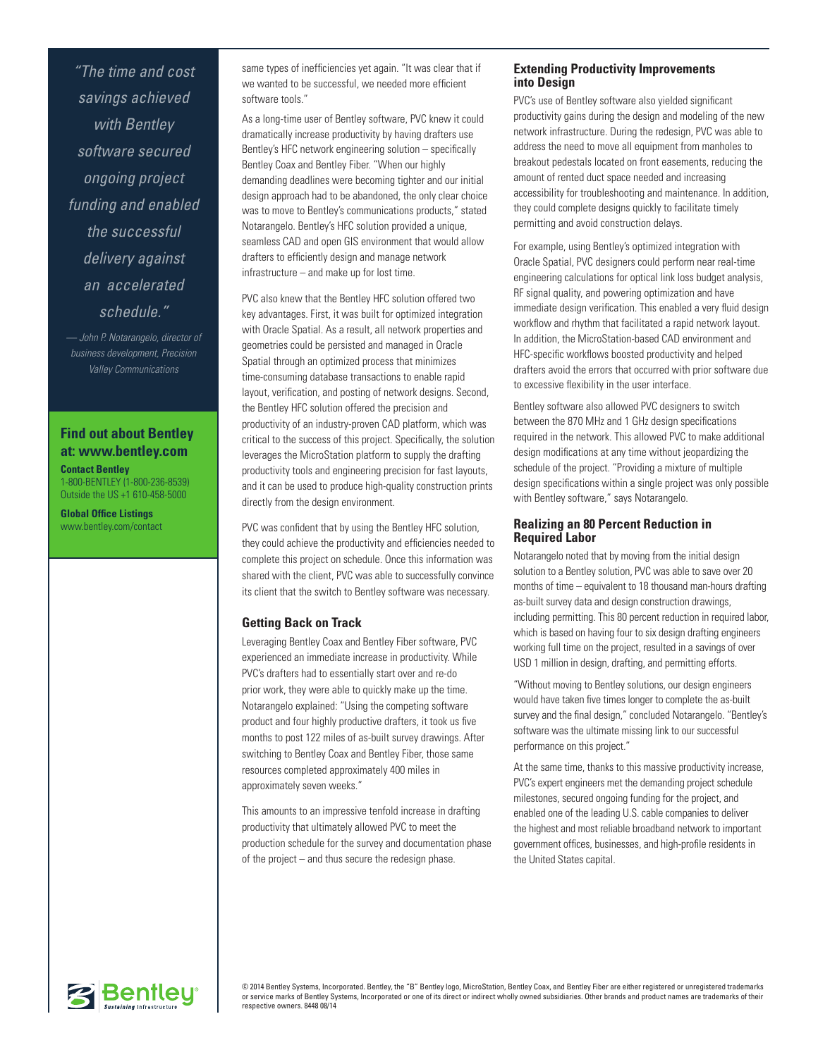*"The time and cost savings achieved with Bentley software secured ongoing project funding and enabled the successful delivery against an accelerated schedule."*

*— John P. Notarangelo, director of business development, Precision Valley Communications*

**Find out about Bentley at: www.bentley.com**

**Contact Bentley**
1-800-BENTLEY (1-800-236-8539)
Outside the US +1 610-458-5000

**Global Office Listings**
www.bentley.com/contact

same types of inefficiencies yet again. "It was clear that if we wanted to be successful, we needed more efficient software tools."

As a long-time user of Bentley software, PVC knew it could dramatically increase productivity by having drafters use Bentley's HFC network engineering solution – specifically Bentley Coax and Bentley Fiber. "When our highly demanding deadlines were becoming tighter and our initial design approach had to be abandoned, the only clear choice was to move to Bentley's communications products," stated Notarangelo. Bentley's HFC solution provided a unique, seamless CAD and open GIS environment that would allow drafters to efficiently design and manage network infrastructure – and make up for lost time.

PVC also knew that the Bentley HFC solution offered two key advantages. First, it was built for optimized integration with Oracle Spatial. As a result, all network properties and geometries could be persisted and managed in Oracle Spatial through an optimized process that minimizes time-consuming database transactions to enable rapid layout, verification, and posting of network designs. Second, the Bentley HFC solution offered the precision and productivity of an industry-proven CAD platform, which was critical to the success of this project. Specifically, the solution leverages the MicroStation platform to supply the drafting productivity tools and engineering precision for fast layouts, and it can be used to produce high-quality construction prints directly from the design environment.

PVC was confident that by using the Bentley HFC solution, they could achieve the productivity and efficiencies needed to complete this project on schedule. Once this information was shared with the client, PVC was able to successfully convince its client that the switch to Bentley software was necessary.

### Getting Back on Track

Leveraging Bentley Coax and Bentley Fiber software, PVC experienced an immediate increase in productivity. While PVC's drafters had to essentially start over and re-do prior work, they were able to quickly make up the time. Notarangelo explained: "Using the competing software product and four highly productive drafters, it took us five months to post 122 miles of as-built survey drawings. After switching to Bentley Coax and Bentley Fiber, those same resources completed approximately 400 miles in approximately seven weeks."

This amounts to an impressive tenfold increase in drafting productivity that ultimately allowed PVC to meet the production schedule for the survey and documentation phase of the project – and thus secure the redesign phase.

### Extending Productivity Improvements into Design

PVC's use of Bentley software also yielded significant productivity gains during the design and modeling of the new network infrastructure. During the redesign, PVC was able to address the need to move all equipment from manholes to breakout pedestals located on front easements, reducing the amount of rented duct space needed and increasing accessibility for troubleshooting and maintenance. In addition, they could complete designs quickly to facilitate timely permitting and avoid construction delays.

For example, using Bentley's optimized integration with Oracle Spatial, PVC designers could perform near real-time engineering calculations for optical link loss budget analysis, RF signal quality, and powering optimization and have immediate design verification. This enabled a very fluid design workflow and rhythm that facilitated a rapid network layout. In addition, the MicroStation-based CAD environment and HFC-specific workflows boosted productivity and helped drafters avoid the errors that occurred with prior software due to excessive flexibility in the user interface.

Bentley software also allowed PVC designers to switch between the 870 MHz and 1 GHz design specifications required in the network. This allowed PVC to make additional design modifications at any time without jeopardizing the schedule of the project. "Providing a mixture of multiple design specifications within a single project was only possible with Bentley software," says Notarangelo.

### Realizing an 80 Percent Reduction in Required Labor

Notarangelo noted that by moving from the initial design solution to a Bentley solution, PVC was able to save over 20 months of time – equivalent to 18 thousand man-hours drafting as-built survey data and design construction drawings, including permitting. This 80 percent reduction in required labor, which is based on having four to six design drafting engineers working full time on the project, resulted in a savings of over USD 1 million in design, drafting, and permitting efforts.

"Without moving to Bentley solutions, our design engineers would have taken five times longer to complete the as-built survey and the final design," concluded Notarangelo. "Bentley's software was the ultimate missing link to our successful performance on this project."

At the same time, thanks to this massive productivity increase, PVC's expert engineers met the demanding project schedule milestones, secured ongoing funding for the project, and enabled one of the leading U.S. cable companies to deliver the highest and most reliable broadband network to important government offices, businesses, and high-profile residents in the United States capital.

© 2014 Bentley Systems, Incorporated. Bentley, the "B" Bentley logo, MicroStation, Bentley Coax, and Bentley Fiber are either registered or unregistered trademarks or service marks of Bentley Systems, Incorporated or one of its direct or indirect wholly owned subsidiaries. Other brands and product names are trademarks of their respective owners. 8448 08/14